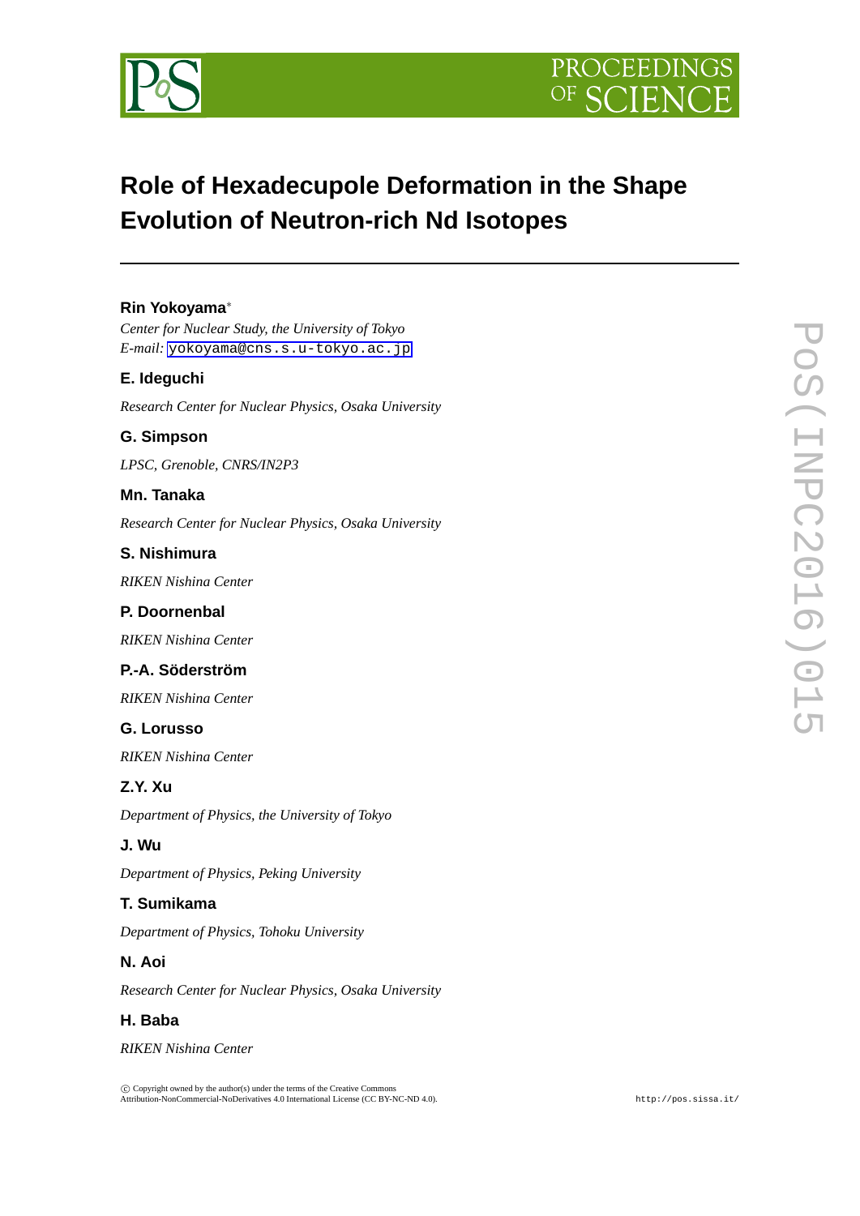# Role of Hexadecupole Deformation in the Shape Evolution of Neutron-rich Nd Isotopes

**Rin Yokoyama***

*Center for Nuclear Study, the University of Tokyo*
*E-mail:* yokoyama@cns.s.u-tokyo.ac.jp

**E. Ideguchi**

*Research Center for Nuclear Physics, Osaka University*

**G. Simpson**

*LPSC, Grenoble, CNRS/IN2P3*

**Mn. Tanaka**

*Research Center for Nuclear Physics, Osaka University*

**S. Nishimura**

*RIKEN Nishina Center*

**P. Doornenbal**

*RIKEN Nishina Center*

**P.-A. Söderström**

*RIKEN Nishina Center*

**G. Lorusso**

*RIKEN Nishina Center*

**Z.Y. Xu**

*Department of Physics, the University of Tokyo*

**J. Wu**

*Department of Physics, Peking University*

**T. Sumikama**

*Department of Physics, Tohoku University*

**N. Aoi**

*Research Center for Nuclear Physics, Osaka University*

**H. Baba**

*RIKEN Nishina Center*

© Copyright owned by the author(s) under the terms of the Creative Commons Attribution-NonCommercial-NoDerivatives 4.0 International License (CC BY-NC-ND 4.0).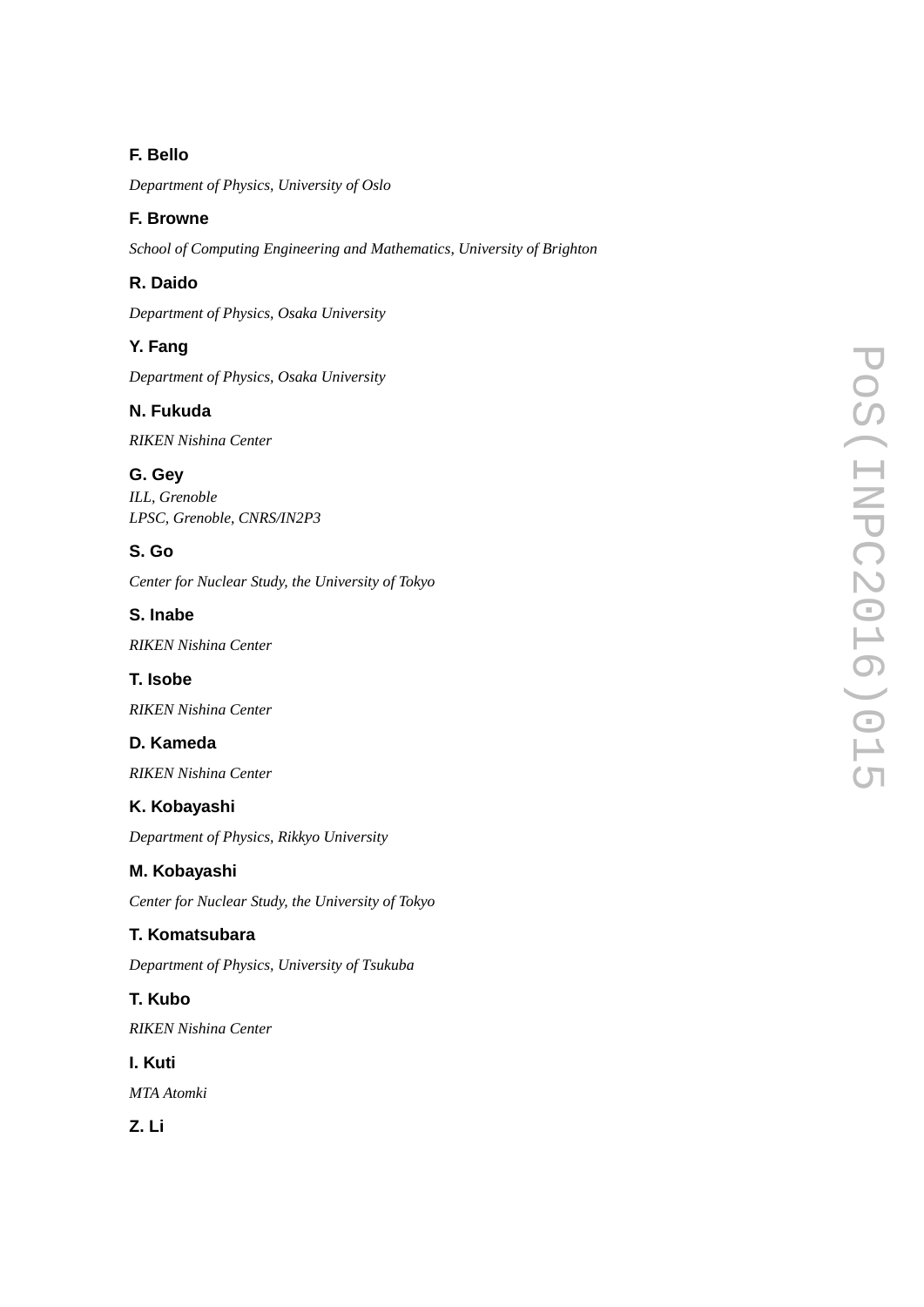**F. Bello**

*Department of Physics, University of Oslo*

**F. Browne**

*School of Computing Engineering and Mathematics, University of Brighton*

**R. Daido**

*Department of Physics, Osaka University*

**Y. Fang**

*Department of Physics, Osaka University*

**N. Fukuda**

*RIKEN Nishina Center*

**G. Gey**

*ILL, Grenoble*
*LPSC, Grenoble, CNRS/IN2P3*

**S. Go**

*Center for Nuclear Study, the University of Tokyo*

**S. Inabe**

*RIKEN Nishina Center*

**T. Isobe**

*RIKEN Nishina Center*

**D. Kameda**

*RIKEN Nishina Center*

**K. Kobayashi**

*Department of Physics, Rikkyo University*

**M. Kobayashi**

*Center for Nuclear Study, the University of Tokyo*

**T. Komatsubara**

*Department of Physics, University of Tsukuba*

**T. Kubo**

*RIKEN Nishina Center*

**I. Kuti**

*MTA Atomki*

**Z. Li**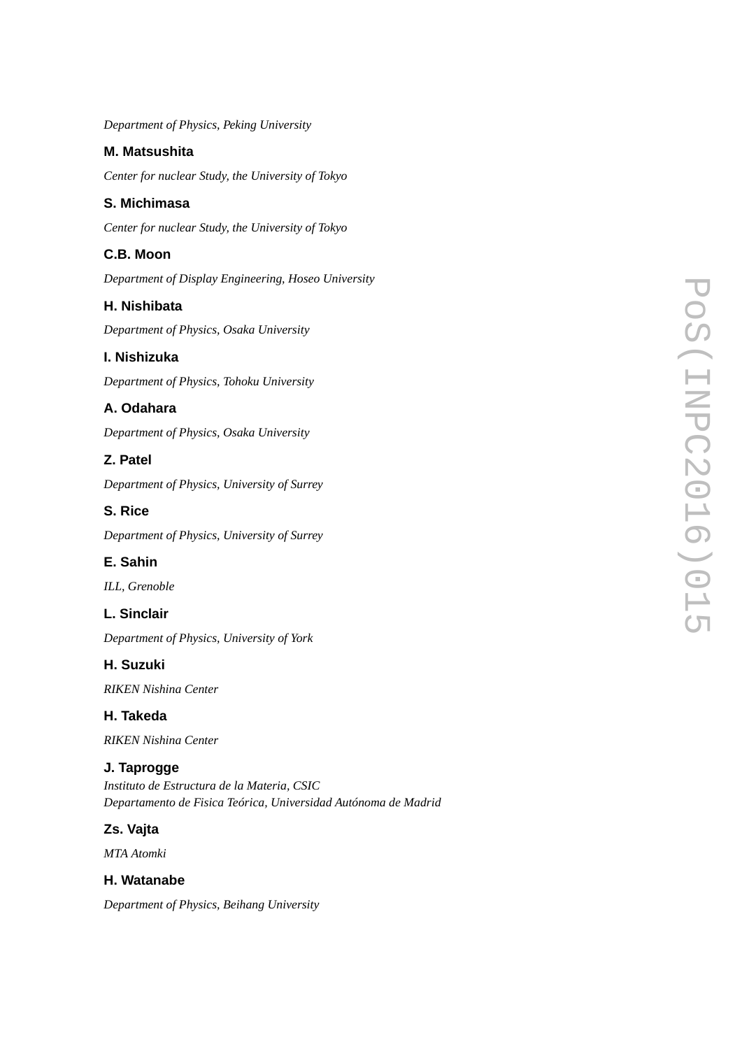*Department of Physics, Peking University*

**M. Matsushita**

*Center for nuclear Study, the University of Tokyo*

**S. Michimasa**

*Center for nuclear Study, the University of Tokyo*

**C.B. Moon**

*Department of Display Engineering, Hoseo University*

**H. Nishibata**

*Department of Physics, Osaka University*

**I. Nishizuka**

*Department of Physics, Tohoku University*

**A. Odahara**

*Department of Physics, Osaka University*

**Z. Patel**

*Department of Physics, University of Surrey*

**S. Rice**

*Department of Physics, University of Surrey*

**E. Sahin**

*ILL, Grenoble*

**L. Sinclair**

*Department of Physics, University of York*

**H. Suzuki**

*RIKEN Nishina Center*

**H. Takeda**

*RIKEN Nishina Center*

**J. Taprogge**

*Instituto de Estructura de la Materia, CSIC*
*Departamento de Fisica Teórica, Universidad Autónoma de Madrid*

**Zs. Vajta**

*MTA Atomki*

**H. Watanabe**

*Department of Physics, Beihang University*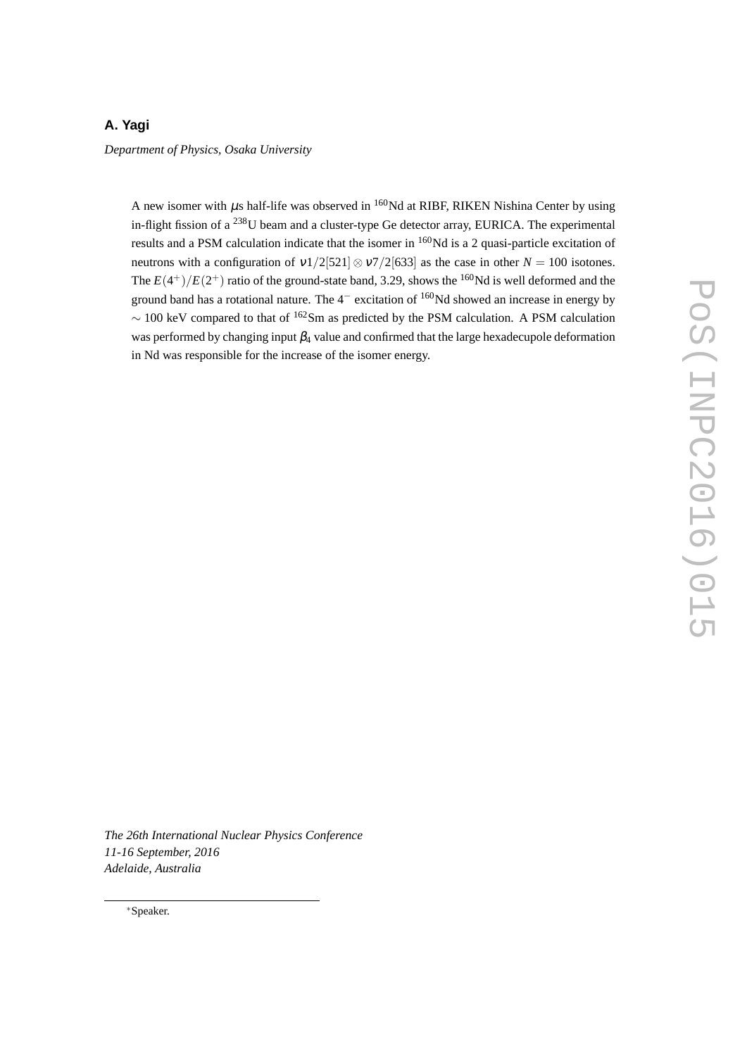**A. Yagi**

*Department of Physics, Osaka University*

A new isomer with $\mu$s half-life was observed in $^{160}$Nd at RIBF, RIKEN Nishina Center by using in-flight fission of a $^{238}$U beam and a cluster-type Ge detector array, EURICA. The experimental results and a PSM calculation indicate that the isomer in $^{160}$Nd is a 2 quasi-particle excitation of neutrons with a configuration of $\nu 1/2[521] \otimes \nu 7/2[633]$ as the case in other $N = 100$ isotones. The $E(4^+)/E(2^+)$ ratio of the ground-state band, 3.29, shows the $^{160}$Nd is well deformed and the ground band has a rotational nature. The $4^-$ excitation of $^{160}$Nd showed an increase in energy by $\sim 100$ keV compared to that of $^{162}$Sm as predicted by the PSM calculation. A PSM calculation was performed by changing input $\beta_4$ value and confirmed that the large hexadecupole deformation in Nd was responsible for the increase of the isomer energy.

*The 26th International Nuclear Physics Conference*
*11-16 September, 2016*
*Adelaide, Australia*

[*]Speaker.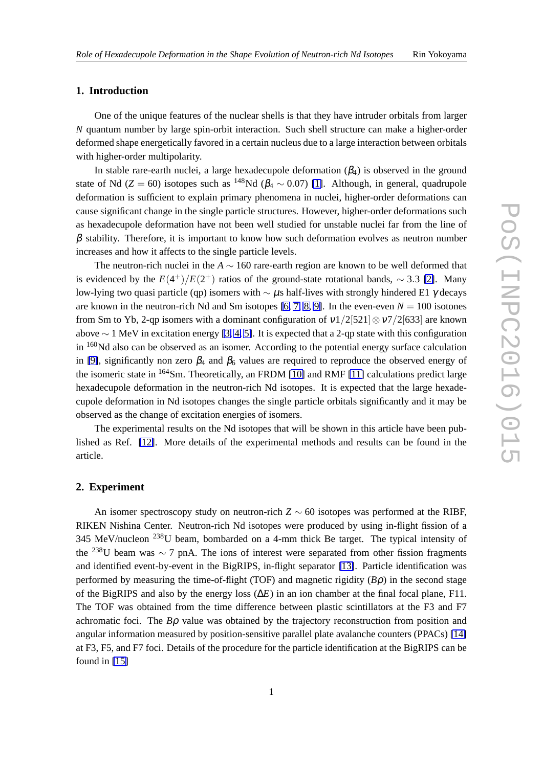## 1. Introduction

One of the unique features of the nuclear shells is that they have intruder orbitals from larger $N$ quantum number by large spin-orbit interaction. Such shell structure can make a higher-order deformed shape energetically favored in a certain nucleus due to a large interaction between orbitals with higher-order multipolarity.

In stable rare-earth nuclei, a large hexadecupole deformation ($\beta_4$) is observed in the ground state of Nd ($Z = 60$) isotopes such as $^{148}$Nd ($\beta_4 \sim 0.07$) [1]. Although, in general, quadrupole deformation is sufficient to explain primary phenomena in nuclei, higher-order deformations can cause significant change in the single particle structures. However, higher-order deformations such as hexadecupole deformation have not been well studied for unstable nuclei far from the line of $\beta$ stability. Therefore, it is important to know how such deformation evolves as neutron number increases and how it affects to the single particle levels.

The neutron-rich nuclei in the $A \sim 160$ rare-earth region are known to be well deformed that is evidenced by the $E(4^+)/E(2^+)$ ratios of the ground-state rotational bands, $\sim 3.3$ [2]. Many low-lying two quasi particle (qp) isomers with $\sim \mu$s half-lives with strongly hindered E1 $\gamma$ decays are known in the neutron-rich Nd and Sm isotopes [6, 7, 8, 9]. In the even-even $N = 100$ isotones from Sm to Yb, 2-qp isomers with a dominant configuration of $\nu 1/2[521] \otimes \nu 7/2[633]$ are known above $\sim 1$ MeV in excitation energy [3, 4, 5]. It is expected that a 2-qp state with this configuration in $^{160}$Nd also can be observed as an isomer. According to the potential energy surface calculation in [9], significantly non zero $\beta_4$ and $\beta_6$ values are required to reproduce the observed energy of the isomeric state in $^{164}$Sm. Theoretically, an FRDM [10] and RMF [11] calculations predict large hexadecupole deformation in the neutron-rich Nd isotopes. It is expected that the large hexadecupole deformation in Nd isotopes changes the single particle orbitals significantly and it may be observed as the change of excitation energies of isomers.

The experimental results on the Nd isotopes that will be shown in this article have been published as Ref. [12]. More details of the experimental methods and results can be found in the article.

## 2. Experiment

An isomer spectroscopy study on neutron-rich $Z \sim 60$ isotopes was performed at the RIBF, RIKEN Nishina Center. Neutron-rich Nd isotopes were produced by using in-flight fission of a 345 MeV/nucleon $^{238}$U beam, bombarded on a 4-mm thick Be target. The typical intensity of the $^{238}$U beam was $\sim 7$ pnA. The ions of interest were separated from other fission fragments and identified event-by-event in the BigRIPS, in-flight separator [13]. Particle identification was performed by measuring the time-of-flight (TOF) and magnetic rigidity ($B\rho$) in the second stage of the BigRIPS and also by the energy loss ($\Delta E$) in an ion chamber at the final focal plane, F11. The TOF was obtained from the time difference between plastic scintillators at the F3 and F7 achromatic foci. The $B\rho$ value was obtained by the trajectory reconstruction from position and angular information measured by position-sensitive parallel plate avalanche counters (PPACs) [14] at F3, F5, and F7 foci. Details of the procedure for the particle identification at the BigRIPS can be found in [15]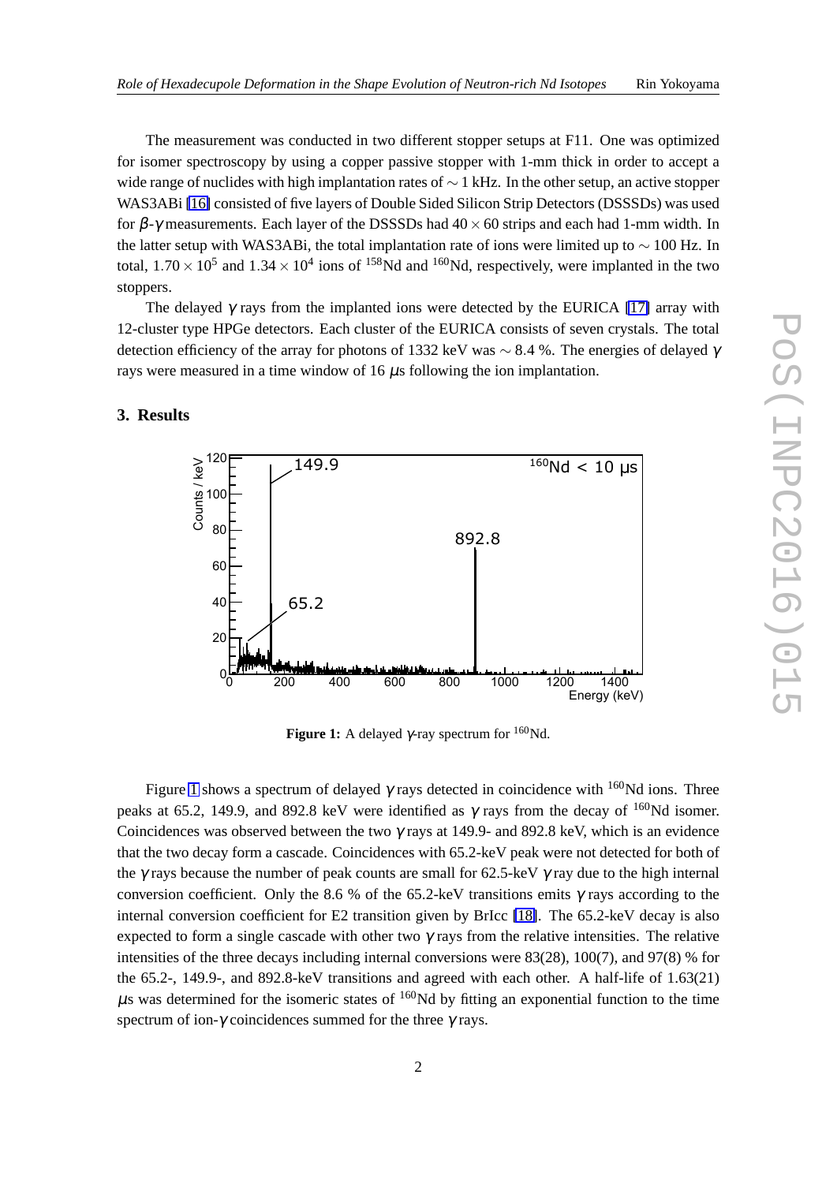The measurement was conducted in two different stopper setups at F11. One was optimized for isomer spectroscopy by using a copper passive stopper with 1-mm thick in order to accept a wide range of nuclides with high implantation rates of $\sim 1$ kHz. In the other setup, an active stopper WAS3ABi [16] consisted of five layers of Double Sided Silicon Strip Detectors (DSSSDs) was used for $\beta$-$\gamma$ measurements. Each layer of the DSSSDs had $40 \times 60$ strips and each had 1-mm width. In the latter setup with WAS3ABi, the total implantation rate of ions were limited up to $\sim 100$ Hz. In total, $1.70 \times 10^5$ and $1.34 \times 10^4$ ions of $^{158}$Nd and $^{160}$Nd, respectively, were implanted in the two stoppers.

The delayed $\gamma$ rays from the implanted ions were detected by the EURICA [17] array with 12-cluster type HPGe detectors. Each cluster of the EURICA consists of seven crystals. The total detection efficiency of the array for photons of 1332 keV was $\sim 8.4$ %. The energies of delayed $\gamma$ rays were measured in a time window of 16 $\mu$s following the ion implantation.

## 3. Results

**Figure 1:** A delayed $\gamma$-ray spectrum for $^{160}$Nd.

Figure 1 shows a spectrum of delayed $\gamma$ rays detected in coincidence with $^{160}$Nd ions. Three peaks at 65.2, 149.9, and 892.8 keV were identified as $\gamma$ rays from the decay of $^{160}$Nd isomer. Coincidences was observed between the two $\gamma$ rays at 149.9- and 892.8 keV, which is an evidence that the two decay form a cascade. Coincidences with 65.2-keV peak were not detected for both of the $\gamma$ rays because the number of peak counts are small for 62.5-keV $\gamma$ ray due to the high internal conversion coefficient. Only the 8.6 % of the 65.2-keV transitions emits $\gamma$ rays according to the internal conversion coefficient for E2 transition given by BrIcc [18]. The 65.2-keV decay is also expected to form a single cascade with other two $\gamma$ rays from the relative intensities. The relative intensities of the three decays including internal conversions were 83(28), 100(7), and 97(8) % for the 65.2-, 149.9-, and 892.8-keV transitions and agreed with each other. A half-life of 1.63(21) $\mu$s was determined for the isomeric states of $^{160}$Nd by fitting an exponential function to the time spectrum of ion-$\gamma$ coincidences summed for the three $\gamma$ rays.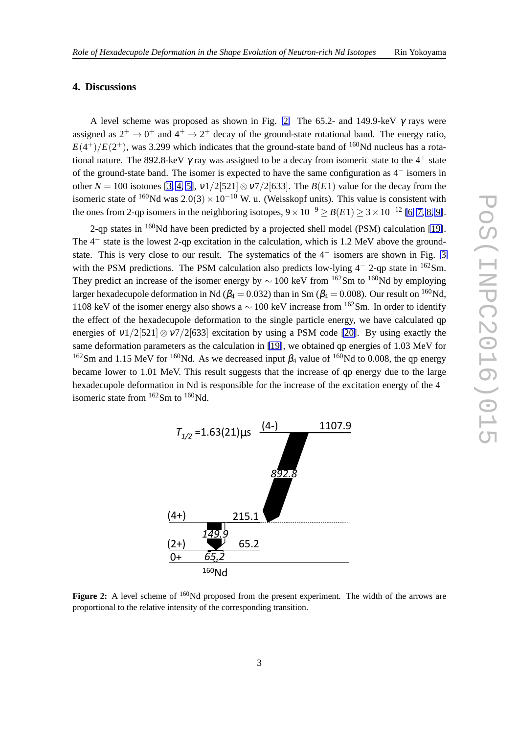## 4. Discussions

A level scheme was proposed as shown in Fig. 2. The 65.2- and 149.9-keV $\gamma$ rays were assigned as $2^+ \rightarrow 0^+$ and $4^+ \rightarrow 2^+$ decay of the ground-state rotational band. The energy ratio, $E(4^+)/E(2^+)$, was 3.299 which indicates that the ground-state band of $^{160}$Nd nucleus has a rotational nature. The 892.8-keV $\gamma$ ray was assigned to be a decay from isomeric state to the $4^+$ state of the ground-state band. The isomer is expected to have the same configuration as $4^-$ isomers in other $N = 100$ isotones [3, 4, 5], $\nu 1/2[521] \otimes \nu 7/2[633]$. The $B(E1)$ value for the decay from the isomeric state of $^{160}$Nd was $2.0(3) \times 10^{-10}$ W. u. (Weisskopf units). This value is consistent with the ones from 2-qp isomers in the neighboring isotopes, $9 \times 10^{-9} \geq B(E1) \geq 3 \times 10^{-12}$ [6, 7, 8, 9].

2-qp states in $^{160}$Nd have been predicted by a projected shell model (PSM) calculation [19]. The $4^-$ state is the lowest 2-qp excitation in the calculation, which is 1.2 MeV above the ground-state. This is very close to our result. The systematics of the $4^-$ isomers are shown in Fig. 3 with the PSM predictions. The PSM calculation also predicts low-lying $4^-$ 2-qp state in $^{162}$Sm. They predict an increase of the isomer energy by $\sim 100$ keV from $^{162}$Sm to $^{160}$Nd by employing larger hexadecupole deformation in Nd ($\beta_4 = 0.032$) than in Sm ($\beta_4 = 0.008$). Our result on $^{160}$Nd, 1108 keV of the isomer energy also shows a $\sim 100$ keV increase from $^{162}$Sm. In order to identify the effect of the hexadecupole deformation to the single particle energy, we have calculated qp energies of $\nu 1/2[521] \otimes \nu 7/2[633]$ excitation by using a PSM code [20]. By using exactly the same deformation parameters as the calculation in [19], we obtained qp energies of 1.03 MeV for $^{162}$Sm and 1.15 MeV for $^{160}$Nd. As we decreased input $\beta_4$ value of $^{160}$Nd to 0.008, the qp energy became lower to 1.01 MeV. This result suggests that the increase of qp energy due to the large hexadecupole deformation in Nd is responsible for the increase of the excitation energy of the $4^-$ isomeric state from $^{162}$Sm to $^{160}$Nd.

$T_{1/2}$ =1.63(21)μs (4-) 1107.9

892.8

(4+) 215.1

149.9

(2+) 65.2

0+ 65.2

$^{160}$Nd

**Figure 2:** A level scheme of $^{160}$Nd proposed from the present experiment. The width of the arrows are proportional to the relative intensity of the corresponding transition.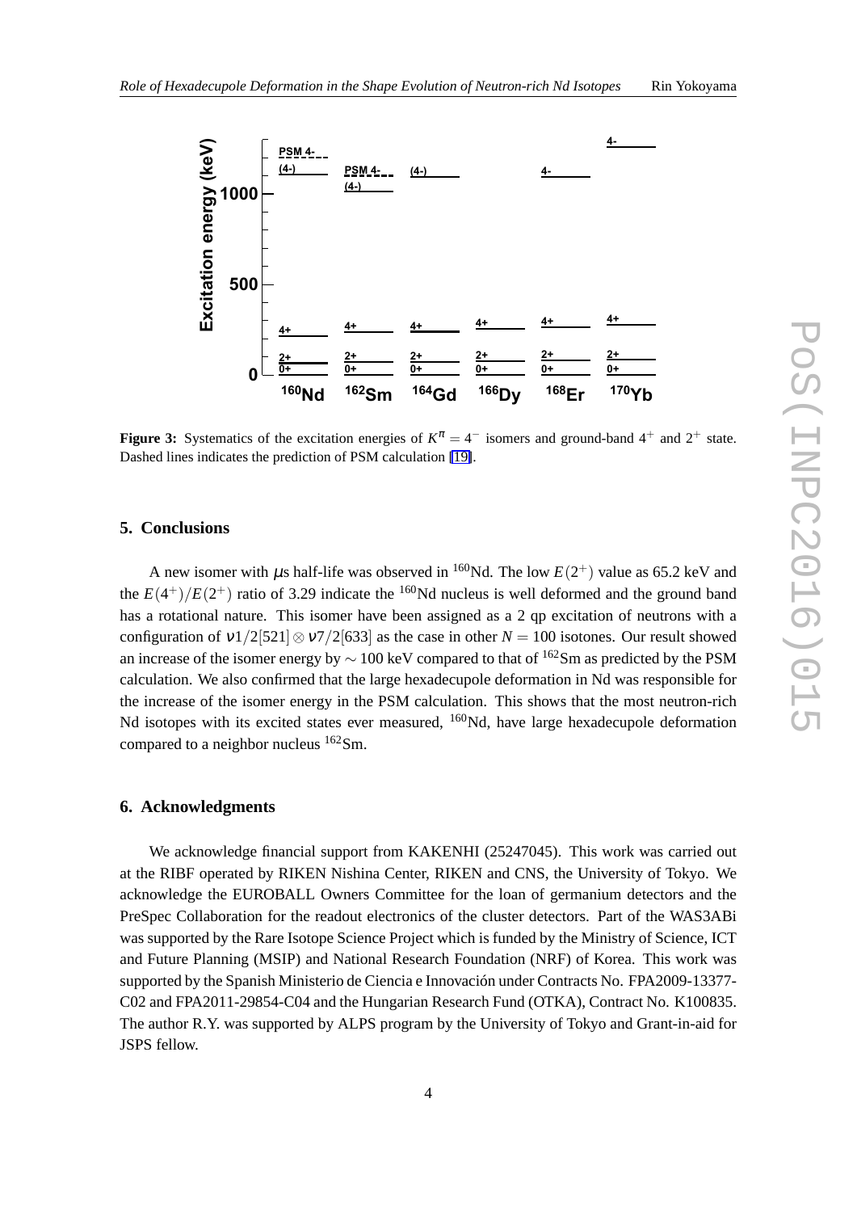**Figure 3:** Systematics of the excitation energies of $K^\pi = 4^-$ isomers and ground-band $4^+$ and $2^+$ state. Dashed lines indicates the prediction of PSM calculation [19].

## 5. Conclusions

A new isomer with $\mu$s half-life was observed in $^{160}$Nd. The low $E(2^+)$ value as 65.2 keV and the $E(4^+)/E(2^+)$ ratio of 3.29 indicate the $^{160}$Nd nucleus is well deformed and the ground band has a rotational nature. This isomer have been assigned as a 2 qp excitation of neutrons with a configuration of $\nu 1/2[521] \otimes \nu 7/2[633]$ as the case in other $N = 100$ isotones. Our result showed an increase of the isomer energy by $\sim 100$ keV compared to that of $^{162}$Sm as predicted by the PSM calculation. We also confirmed that the large hexadecupole deformation in Nd was responsible for the increase of the isomer energy in the PSM calculation. This shows that the most neutron-rich Nd isotopes with its excited states ever measured, $^{160}$Nd, have large hexadecupole deformation compared to a neighbor nucleus $^{162}$Sm.

## 6. Acknowledgments

We acknowledge financial support from KAKENHI (25247045). This work was carried out at the RIBF operated by RIKEN Nishina Center, RIKEN and CNS, the University of Tokyo. We acknowledge the EUROBALL Owners Committee for the loan of germanium detectors and the PreSpec Collaboration for the readout electronics of the cluster detectors. Part of the WAS3ABi was supported by the Rare Isotope Science Project which is funded by the Ministry of Science, ICT and Future Planning (MSIP) and National Research Foundation (NRF) of Korea. This work was supported by the Spanish Ministerio de Ciencia e Innovación under Contracts No. FPA2009-13377-C02 and FPA2011-29854-C04 and the Hungarian Research Fund (OTKA), Contract No. K100835. The author R.Y. was supported by ALPS program by the University of Tokyo and Grant-in-aid for JSPS fellow.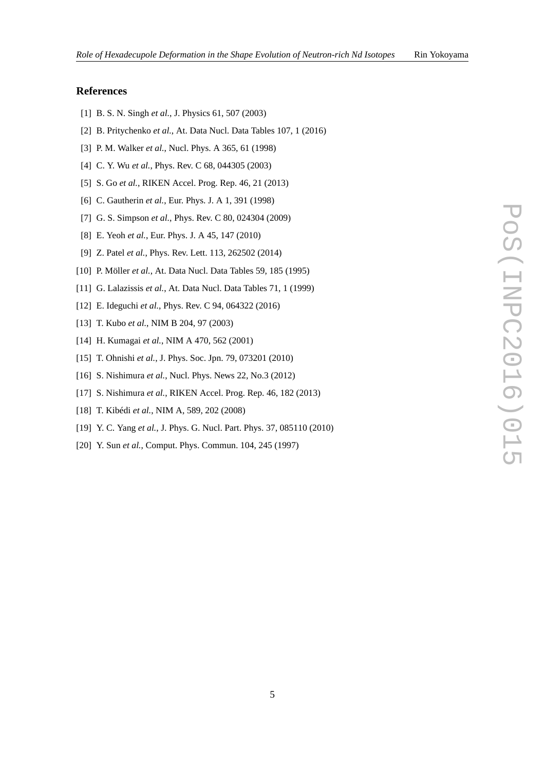### References

[1] B. S. N. Singh *et al.*, J. Physics 61, 507 (2003)

[2] B. Pritychenko *et al.*, At. Data Nucl. Data Tables 107, 1 (2016)

[3] P. M. Walker *et al.*, Nucl. Phys. A 365, 61 (1998)

[4] C. Y. Wu *et al.*, Phys. Rev. C 68, 044305 (2003)

[5] S. Go *et al.*, RIKEN Accel. Prog. Rep. 46, 21 (2013)

[6] C. Gautherin *et al.*, Eur. Phys. J. A 1, 391 (1998)

[7] G. S. Simpson *et al.*, Phys. Rev. C 80, 024304 (2009)

[8] E. Yeoh *et al.*, Eur. Phys. J. A 45, 147 (2010)

[9] Z. Patel *et al.*, Phys. Rev. Lett. 113, 262502 (2014)

[10] P. Möller *et al.*, At. Data Nucl. Data Tables 59, 185 (1995)

[11] G. Lalazissis *et al.*, At. Data Nucl. Data Tables 71, 1 (1999)

[12] E. Ideguchi *et al.*, Phys. Rev. C 94, 064322 (2016)

[13] T. Kubo *et al.*, NIM B 204, 97 (2003)

[14] H. Kumagai *et al.*, NIM A 470, 562 (2001)

[15] T. Ohnishi *et al.*, J. Phys. Soc. Jpn. 79, 073201 (2010)

[16] S. Nishimura *et al.*, Nucl. Phys. News 22, No.3 (2012)

[17] S. Nishimura *et al.*, RIKEN Accel. Prog. Rep. 46, 182 (2013)

[18] T. Kibédi *et al.*, NIM A, 589, 202 (2008)

[19] Y. C. Yang *et al.*, J. Phys. G. Nucl. Part. Phys. 37, 085110 (2010)

[20] Y. Sun *et al.*, Comput. Phys. Commun. 104, 245 (1997)